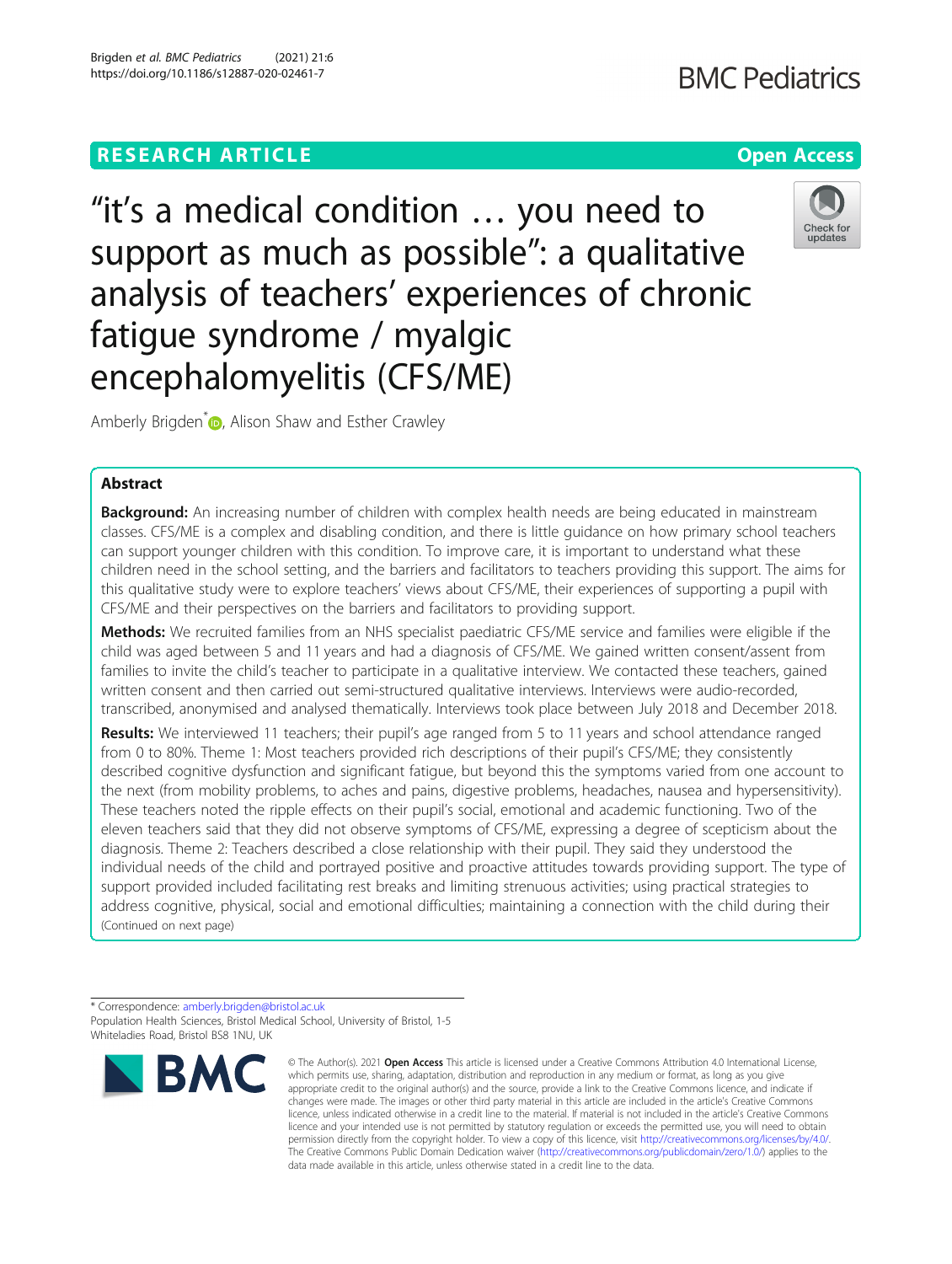RESEARCH ARTICLE

Open Access

# "it's a medical condition … you need to support as much as possible": a qualitative analysis of teachers' experiences of chronic fatigue syndrome / myalgic encephalomyelitis (CFS/ME)

Amberly Brigden*, Alison Shaw and Esther Crawley

## Abstract

**Background:** An increasing number of children with complex health needs are being educated in mainstream classes. CFS/ME is a complex and disabling condition, and there is little guidance on how primary school teachers can support younger children with this condition. To improve care, it is important to understand what these children need in the school setting, and the barriers and facilitators to teachers providing this support. The aims for this qualitative study were to explore teachers' views about CFS/ME, their experiences of supporting a pupil with CFS/ME and their perspectives on the barriers and facilitators to providing support.

**Methods:** We recruited families from an NHS specialist paediatric CFS/ME service and families were eligible if the child was aged between 5 and 11 years and had a diagnosis of CFS/ME. We gained written consent/assent from families to invite the child's teacher to participate in a qualitative interview. We contacted these teachers, gained written consent and then carried out semi-structured qualitative interviews. Interviews were audio-recorded, transcribed, anonymised and analysed thematically. Interviews took place between July 2018 and December 2018.

**Results:** We interviewed 11 teachers; their pupil's age ranged from 5 to 11 years and school attendance ranged from 0 to 80%. Theme 1: Most teachers provided rich descriptions of their pupil's CFS/ME; they consistently described cognitive dysfunction and significant fatigue, but beyond this the symptoms varied from one account to the next (from mobility problems, to aches and pains, digestive problems, headaches, nausea and hypersensitivity). These teachers noted the ripple effects on their pupil's social, emotional and academic functioning. Two of the eleven teachers said that they did not observe symptoms of CFS/ME, expressing a degree of scepticism about the diagnosis. Theme 2: Teachers described a close relationship with their pupil. They said they understood the individual needs of the child and portrayed positive and proactive attitudes towards providing support. The type of support provided included facilitating rest breaks and limiting strenuous activities; using practical strategies to address cognitive, physical, social and emotional difficulties; maintaining a connection with the child during their

(Continued on next page)

* Correspondence: amberly.brigden@bristol.ac.uk
Population Health Sciences, Bristol Medical School, University of Bristol, 1-5 Whiteladies Road, Bristol BS8 1NU, UK

© The Author(s). 2021 **Open Access** This article is licensed under a Creative Commons Attribution 4.0 International License, which permits use, sharing, adaptation, distribution and reproduction in any medium or format, as long as you give appropriate credit to the original author(s) and the source, provide a link to the Creative Commons licence, and indicate if changes were made. The images or other third party material in this article are included in the article's Creative Commons licence, unless indicated otherwise in a credit line to the material. If material is not included in the article's Creative Commons licence and your intended use is not permitted by statutory regulation or exceeds the permitted use, you will need to obtain permission directly from the copyright holder. To view a copy of this licence, visit http://creativecommons.org/licenses/by/4.0/. The Creative Commons Public Domain Dedication waiver (http://creativecommons.org/publicdomain/zero/1.0/) applies to the data made available in this article, unless otherwise stated in a credit line to the data.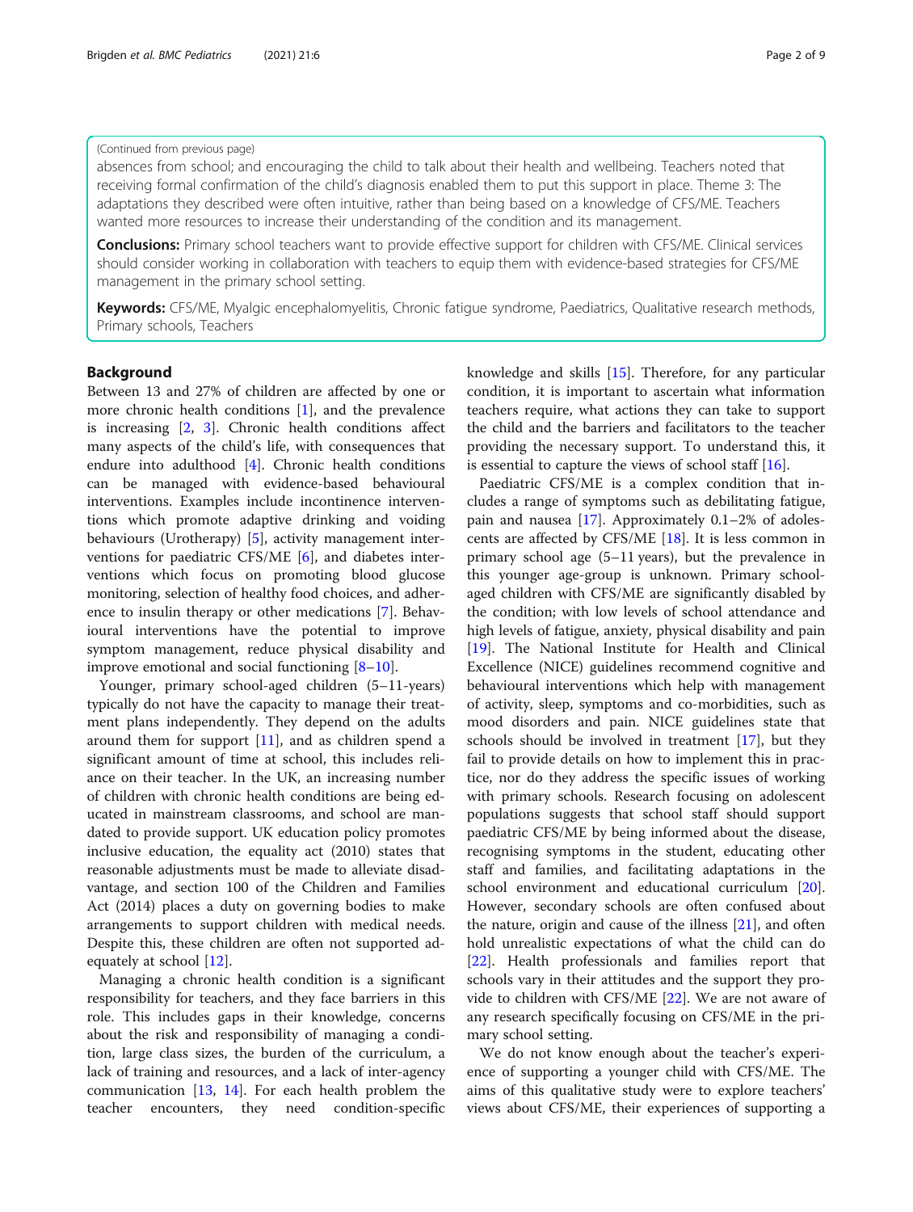(Continued from previous page)

absences from school; and encouraging the child to talk about their health and wellbeing. Teachers noted that receiving formal confirmation of the child's diagnosis enabled them to put this support in place. Theme 3: The adaptations they described were often intuitive, rather than being based on a knowledge of CFS/ME. Teachers wanted more resources to increase their understanding of the condition and its management.

**Conclusions:** Primary school teachers want to provide effective support for children with CFS/ME. Clinical services should consider working in collaboration with teachers to equip them with evidence-based strategies for CFS/ME management in the primary school setting.

**Keywords:** CFS/ME, Myalgic encephalomyelitis, Chronic fatigue syndrome, Paediatrics, Qualitative research methods, Primary schools, Teachers

## Background

Between 13 and 27% of children are affected by one or more chronic health conditions [1], and the prevalence is increasing [2, 3]. Chronic health conditions affect many aspects of the child's life, with consequences that endure into adulthood [4]. Chronic health conditions can be managed with evidence-based behavioural interventions. Examples include incontinence interventions which promote adaptive drinking and voiding behaviours (Urotherapy) [5], activity management interventions for paediatric CFS/ME [6], and diabetes interventions which focus on promoting blood glucose monitoring, selection of healthy food choices, and adherence to insulin therapy or other medications [7]. Behavioural interventions have the potential to improve symptom management, reduce physical disability and improve emotional and social functioning [8–10].

Younger, primary school-aged children (5–11-years) typically do not have the capacity to manage their treatment plans independently. They depend on the adults around them for support [11], and as children spend a significant amount of time at school, this includes reliance on their teacher. In the UK, an increasing number of children with chronic health conditions are being educated in mainstream classrooms, and school are mandated to provide support. UK education policy promotes inclusive education, the equality act (2010) states that reasonable adjustments must be made to alleviate disadvantage, and section 100 of the Children and Families Act (2014) places a duty on governing bodies to make arrangements to support children with medical needs. Despite this, these children are often not supported adequately at school [12].

Managing a chronic health condition is a significant responsibility for teachers, and they face barriers in this role. This includes gaps in their knowledge, concerns about the risk and responsibility of managing a condition, large class sizes, the burden of the curriculum, a lack of training and resources, and a lack of inter-agency communication [13, 14]. For each health problem the teacher encounters, they need condition-specific knowledge and skills [15]. Therefore, for any particular condition, it is important to ascertain what information teachers require, what actions they can take to support the child and the barriers and facilitators to the teacher providing the necessary support. To understand this, it is essential to capture the views of school staff [16].

Paediatric CFS/ME is a complex condition that includes a range of symptoms such as debilitating fatigue, pain and nausea [17]. Approximately 0.1–2% of adolescents are affected by CFS/ME [18]. It is less common in primary school age (5–11 years), but the prevalence in this younger age-group is unknown. Primary school-aged children with CFS/ME are significantly disabled by the condition; with low levels of school attendance and high levels of fatigue, anxiety, physical disability and pain [19]. The National Institute for Health and Clinical Excellence (NICE) guidelines recommend cognitive and behavioural interventions which help with management of activity, sleep, symptoms and co-morbidities, such as mood disorders and pain. NICE guidelines state that schools should be involved in treatment [17], but they fail to provide details on how to implement this in practice, nor do they address the specific issues of working with primary schools. Research focusing on adolescent populations suggests that school staff should support paediatric CFS/ME by being informed about the disease, recognising symptoms in the student, educating other staff and families, and facilitating adaptations in the school environment and educational curriculum [20]. However, secondary schools are often confused about the nature, origin and cause of the illness [21], and often hold unrealistic expectations of what the child can do [22]. Health professionals and families report that schools vary in their attitudes and the support they provide to children with CFS/ME [22]. We are not aware of any research specifically focusing on CFS/ME in the primary school setting.

We do not know enough about the teacher's experience of supporting a younger child with CFS/ME. The aims of this qualitative study were to explore teachers' views about CFS/ME, their experiences of supporting a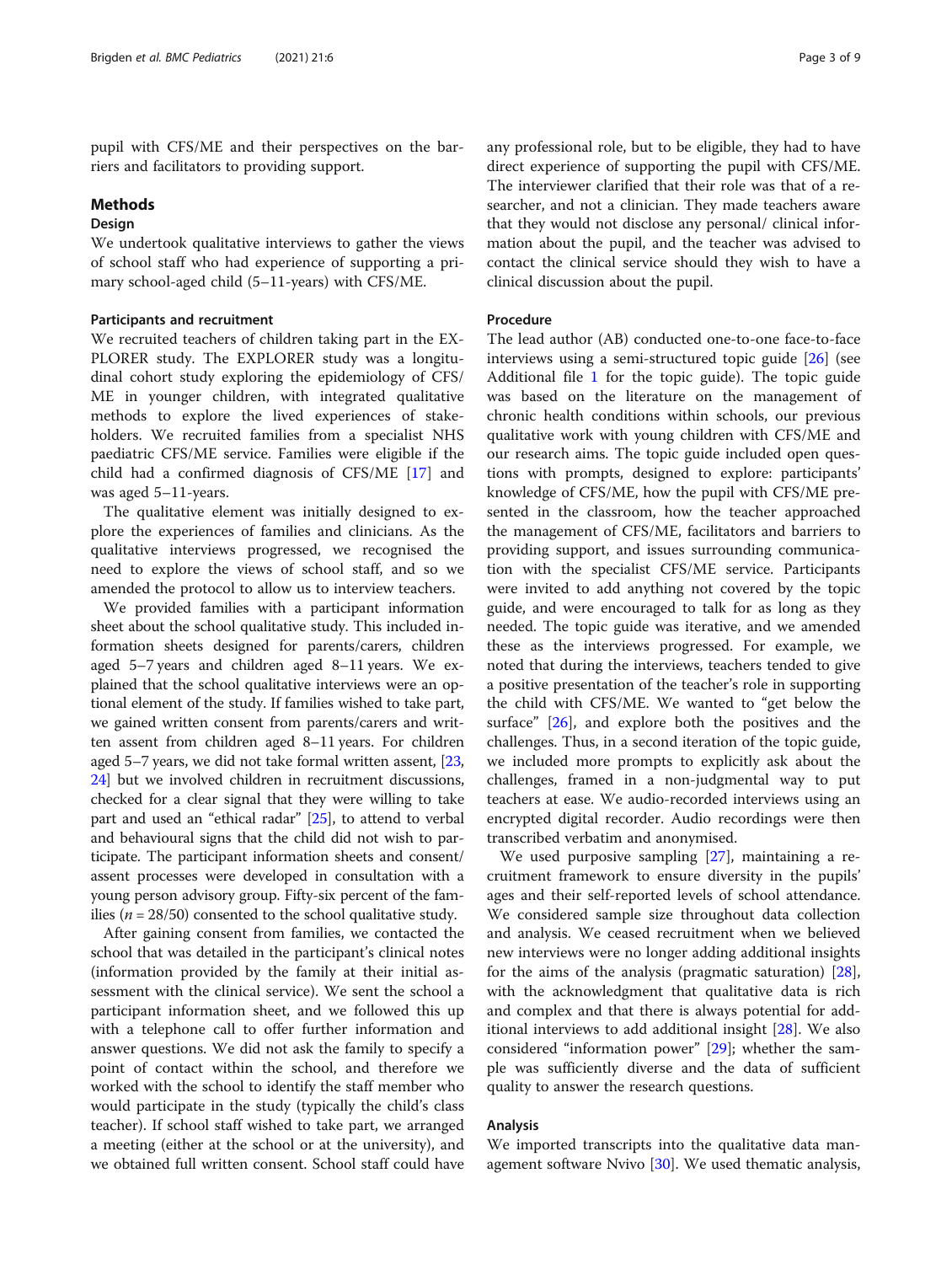pupil with CFS/ME and their perspectives on the barriers and facilitators to providing support.

## Methods

### Design

We undertook qualitative interviews to gather the views of school staff who had experience of supporting a primary school-aged child (5–11-years) with CFS/ME.

### Participants and recruitment

We recruited teachers of children taking part in the EXPLORER study. The EXPLORER study was a longitudinal cohort study exploring the epidemiology of CFS/ME in younger children, with integrated qualitative methods to explore the lived experiences of stakeholders. We recruited families from a specialist NHS paediatric CFS/ME service. Families were eligible if the child had a confirmed diagnosis of CFS/ME [17] and was aged 5–11-years.

The qualitative element was initially designed to explore the experiences of families and clinicians. As the qualitative interviews progressed, we recognised the need to explore the views of school staff, and so we amended the protocol to allow us to interview teachers.

We provided families with a participant information sheet about the school qualitative study. This included information sheets designed for parents/carers, children aged 5–7 years and children aged 8–11 years. We explained that the school qualitative interviews were an optional element of the study. If families wished to take part, we gained written consent from parents/carers and written assent from children aged 8–11 years. For children aged 5–7 years, we did not take formal written assent, [23, 24] but we involved children in recruitment discussions, checked for a clear signal that they were willing to take part and used an "ethical radar" [25], to attend to verbal and behavioural signs that the child did not wish to participate. The participant information sheets and consent/assent processes were developed in consultation with a young person advisory group. Fifty-six percent of the families ($n = 28/50$) consented to the school qualitative study.

After gaining consent from families, we contacted the school that was detailed in the participant's clinical notes (information provided by the family at their initial assessment with the clinical service). We sent the school a participant information sheet, and we followed this up with a telephone call to offer further information and answer questions. We did not ask the family to specify a point of contact within the school, and therefore we worked with the school to identify the staff member who would participate in the study (typically the child's class teacher). If school staff wished to take part, we arranged a meeting (either at the school or at the university), and we obtained full written consent. School staff could have any professional role, but to be eligible, they had to have direct experience of supporting the pupil with CFS/ME. The interviewer clarified that their role was that of a researcher, and not a clinician. They made teachers aware that they would not disclose any personal/ clinical information about the pupil, and the teacher was advised to contact the clinical service should they wish to have a clinical discussion about the pupil.

### Procedure

The lead author (AB) conducted one-to-one face-to-face interviews using a semi-structured topic guide [26] (see Additional file 1 for the topic guide). The topic guide was based on the literature on the management of chronic health conditions within schools, our previous qualitative work with young children with CFS/ME and our research aims. The topic guide included open questions with prompts, designed to explore: participants' knowledge of CFS/ME, how the pupil with CFS/ME presented in the classroom, how the teacher approached the management of CFS/ME, facilitators and barriers to providing support, and issues surrounding communication with the specialist CFS/ME service. Participants were invited to add anything not covered by the topic guide, and were encouraged to talk for as long as they needed. The topic guide was iterative, and we amended these as the interviews progressed. For example, we noted that during the interviews, teachers tended to give a positive presentation of the teacher's role in supporting the child with CFS/ME. We wanted to "get below the surface" [26], and explore both the positives and the challenges. Thus, in a second iteration of the topic guide, we included more prompts to explicitly ask about the challenges, framed in a non-judgmental way to put teachers at ease. We audio-recorded interviews using an encrypted digital recorder. Audio recordings were then transcribed verbatim and anonymised.

We used purposive sampling [27], maintaining a recruitment framework to ensure diversity in the pupils' ages and their self-reported levels of school attendance. We considered sample size throughout data collection and analysis. We ceased recruitment when we believed new interviews were no longer adding additional insights for the aims of the analysis (pragmatic saturation) [28], with the acknowledgment that qualitative data is rich and complex and that there is always potential for additional interviews to add additional insight [28]. We also considered "information power" [29]; whether the sample was sufficiently diverse and the data of sufficient quality to answer the research questions.

### Analysis

We imported transcripts into the qualitative data management software Nvivo [30]. We used thematic analysis,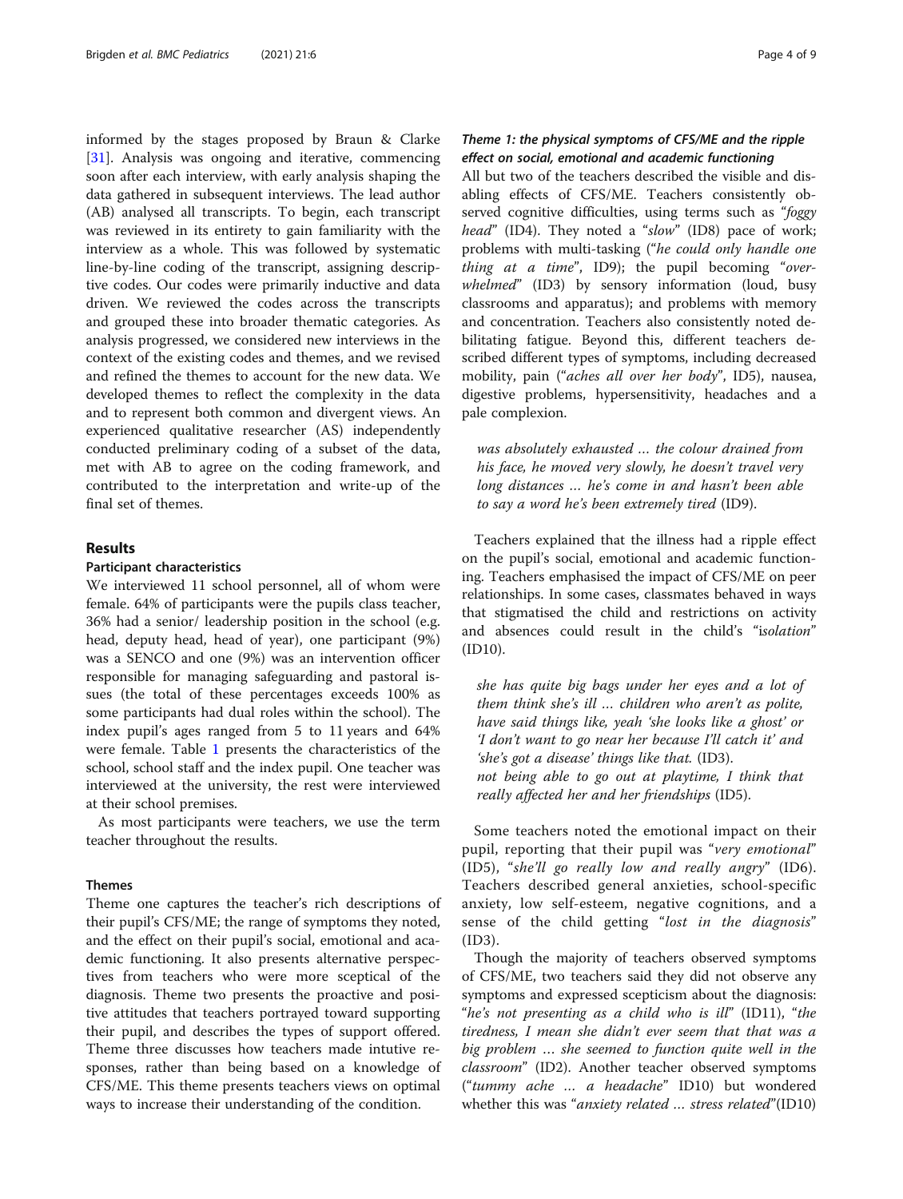informed by the stages proposed by Braun & Clarke [31]. Analysis was ongoing and iterative, commencing soon after each interview, with early analysis shaping the data gathered in subsequent interviews. The lead author (AB) analysed all transcripts. To begin, each transcript was reviewed in its entirety to gain familiarity with the interview as a whole. This was followed by systematic line-by-line coding of the transcript, assigning descriptive codes. Our codes were primarily inductive and data driven. We reviewed the codes across the transcripts and grouped these into broader thematic categories. As analysis progressed, we considered new interviews in the context of the existing codes and themes, and we revised and refined the themes to account for the new data. We developed themes to reflect the complexity in the data and to represent both common and divergent views. An experienced qualitative researcher (AS) independently conducted preliminary coding of a subset of the data, met with AB to agree on the coding framework, and contributed to the interpretation and write-up of the final set of themes.

## Results

### Participant characteristics

We interviewed 11 school personnel, all of whom were female. 64% of participants were the pupils class teacher, 36% had a senior/ leadership position in the school (e.g. head, deputy head, head of year), one participant (9%) was a SENCO and one (9%) was an intervention officer responsible for managing safeguarding and pastoral issues (the total of these percentages exceeds 100% as some participants had dual roles within the school). The index pupil's ages ranged from 5 to 11 years and 64% were female. Table 1 presents the characteristics of the school, school staff and the index pupil. One teacher was interviewed at the university, the rest were interviewed at their school premises.

As most participants were teachers, we use the term teacher throughout the results.

### Themes

Theme one captures the teacher's rich descriptions of their pupil's CFS/ME; the range of symptoms they noted, and the effect on their pupil's social, emotional and academic functioning. It also presents alternative perspectives from teachers who were more sceptical of the diagnosis. Theme two presents the proactive and positive attitudes that teachers portrayed toward supporting their pupil, and describes the types of support offered. Theme three discusses how teachers made intutive responses, rather than being based on a knowledge of CFS/ME. This theme presents teachers views on optimal ways to increase their understanding of the condition.

#### *Theme 1: the physical symptoms of CFS/ME and the ripple effect on social, emotional and academic functioning*

All but two of the teachers described the visible and disabling effects of CFS/ME. Teachers consistently observed cognitive difficulties, using terms such as "*foggy head*" (ID4). They noted a "*slow*" (ID8) pace of work; problems with multi-tasking ("*he could only handle one thing at a time*", ID9); the pupil becoming "*overwhelmed*" (ID3) by sensory information (loud, busy classrooms and apparatus); and problems with memory and concentration. Teachers also consistently noted debilitating fatigue. Beyond this, different teachers described different types of symptoms, including decreased mobility, pain ("*aches all over her body*", ID5), nausea, digestive problems, hypersensitivity, headaches and a pale complexion.

> *was absolutely exhausted … the colour drained from his face, he moved very slowly, he doesn't travel very long distances … he's come in and hasn't been able to say a word he's been extremely tired* (ID9).

Teachers explained that the illness had a ripple effect on the pupil's social, emotional and academic functioning. Teachers emphasised the impact of CFS/ME on peer relationships. In some cases, classmates behaved in ways that stigmatised the child and restrictions on activity and absences could result in the child's "*isolation*" (ID10).

> *she has quite big bags under her eyes and a lot of them think she's ill … children who aren't as polite, have said things like, yeah 'she looks like a ghost' or 'I don't want to go near her because I'll catch it' and 'she's got a disease' things like that.* (ID3).
> *not being able to go out at playtime, I think that really affected her and her friendships* (ID5).

Some teachers noted the emotional impact on their pupil, reporting that their pupil was "*very emotional*" (ID5), "*she'll go really low and really angry*" (ID6). Teachers described general anxieties, school-specific anxiety, low self-esteem, negative cognitions, and a sense of the child getting "*lost in the diagnosis*" (ID3).

Though the majority of teachers observed symptoms of CFS/ME, two teachers said they did not observe any symptoms and expressed scepticism about the diagnosis: "*he's not presenting as a child who is ill*" (ID11), "*the tiredness, I mean she didn't ever seem that that was a big problem … she seemed to function quite well in the classroom*" (ID2). Another teacher observed symptoms ("*tummy ache … a headache*" ID10) but wondered whether this was "*anxiety related … stress related*"(ID10)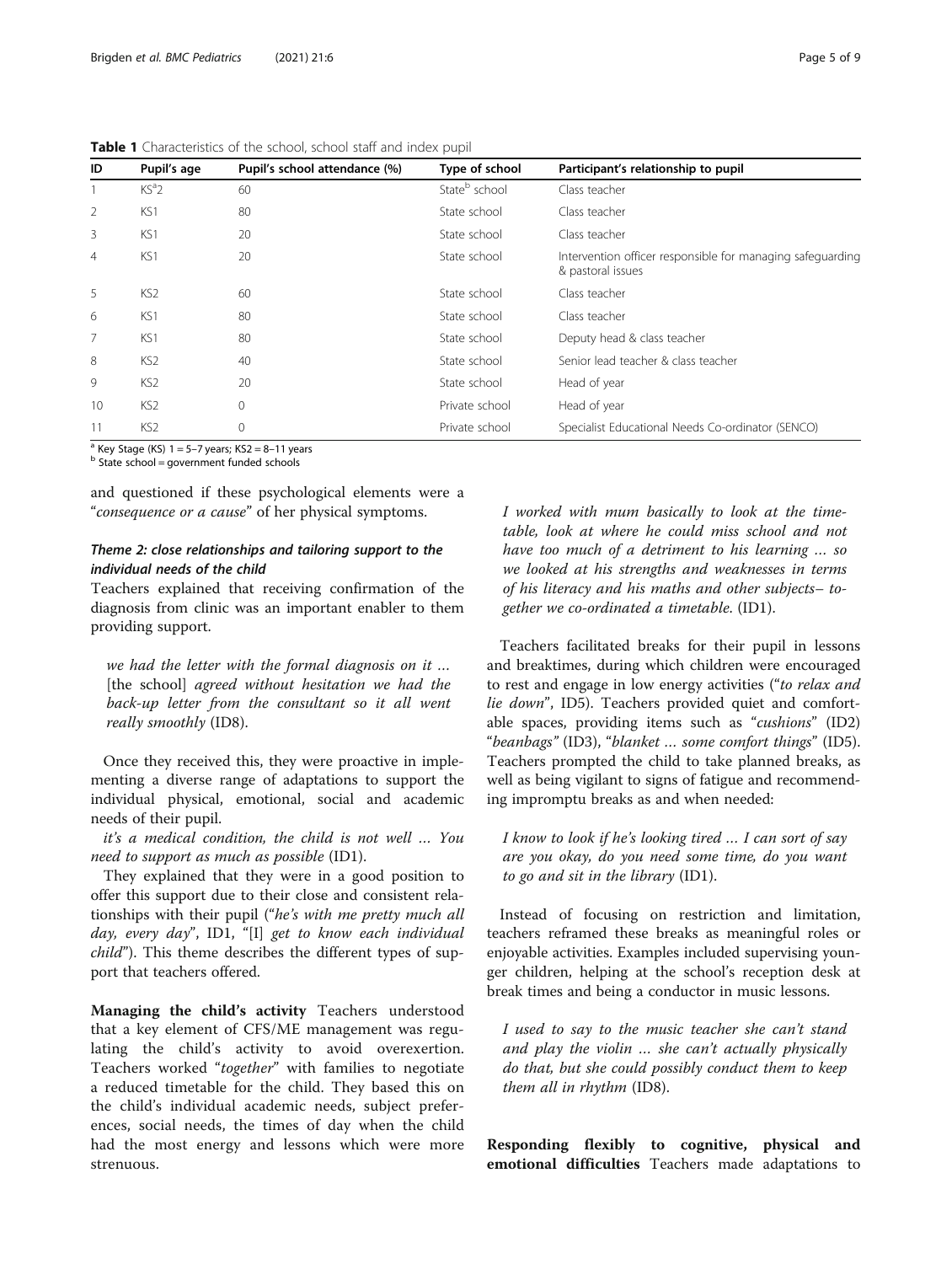**Table 1** Characteristics of the school, school staff and index pupil

| ID | Pupil's age | Pupil's school attendance (%) | Type of school | Participant's relationship to pupil |
|---|---|---|---|---|
| 1 | KS[a]2 | 60 | State[b] school | Class teacher |
| 2 | KS1 | 80 | State school | Class teacher |
| 3 | KS1 | 20 | State school | Class teacher |
| 4 | KS1 | 20 | State school | Intervention officer responsible for managing safeguarding & pastoral issues |
| 5 | KS2 | 60 | State school | Class teacher |
| 6 | KS1 | 80 | State school | Class teacher |
| 7 | KS1 | 80 | State school | Deputy head & class teacher |
| 8 | KS2 | 40 | State school | Senior lead teacher & class teacher |
| 9 | KS2 | 20 | State school | Head of year |
| 10 | KS2 | 0 | Private school | Head of year |
| 11 | KS2 | 0 | Private school | Specialist Educational Needs Co-ordinator (SENCO) |

[a] Key Stage (KS) 1 = 5–7 years; KS2 = 8–11 years
[b] State school = government funded schools

and questioned if these psychological elements were a "*consequence or a cause*" of her physical symptoms.

### *Theme 2: close relationships and tailoring support to the individual needs of the child*

Teachers explained that receiving confirmation of the diagnosis from clinic was an important enabler to them providing support.

> *we had the letter with the formal diagnosis on it …* [the school] *agreed without hesitation we had the back-up letter from the consultant so it all went really smoothly* (ID8).

Once they received this, they were proactive in implementing a diverse range of adaptations to support the individual physical, emotional, social and academic needs of their pupil.

*it's a medical condition, the child is not well … You need to support as much as possible* (ID1).

They explained that they were in a good position to offer this support due to their close and consistent relationships with their pupil ("*he's with me pretty much all day, every day*", ID1, "[I] *get to know each individual child*"). This theme describes the different types of support that teachers offered.

**Managing the child's activity** Teachers understood that a key element of CFS/ME management was regulating the child's activity to avoid overexertion. Teachers worked "*together*" with families to negotiate a reduced timetable for the child. They based this on the child's individual academic needs, subject preferences, social needs, the times of day when the child had the most energy and lessons which were more strenuous.

> *I worked with mum basically to look at the timetable, look at where he could miss school and not have too much of a detriment to his learning … so we looked at his strengths and weaknesses in terms of his literacy and his maths and other subjects– together we co-ordinated a timetable.* (ID1).

Teachers facilitated breaks for their pupil in lessons and breaktimes, during which children were encouraged to rest and engage in low energy activities ("*to relax and lie down*", ID5). Teachers provided quiet and comfortable spaces, providing items such as "*cushions*" (ID2) "*beanbags*" (ID3), "*blanket … some comfort things*" (ID5). Teachers prompted the child to take planned breaks, as well as being vigilant to signs of fatigue and recommending impromptu breaks as and when needed:

> *I know to look if he's looking tired … I can sort of say are you okay, do you need some time, do you want to go and sit in the library* (ID1).

Instead of focusing on restriction and limitation, teachers reframed these breaks as meaningful roles or enjoyable activities. Examples included supervising younger children, helping at the school's reception desk at break times and being a conductor in music lessons.

> *I used to say to the music teacher she can't stand and play the violin … she can't actually physically do that, but she could possibly conduct them to keep them all in rhythm* (ID8).

**Responding flexibly to cognitive, physical and emotional difficulties** Teachers made adaptations to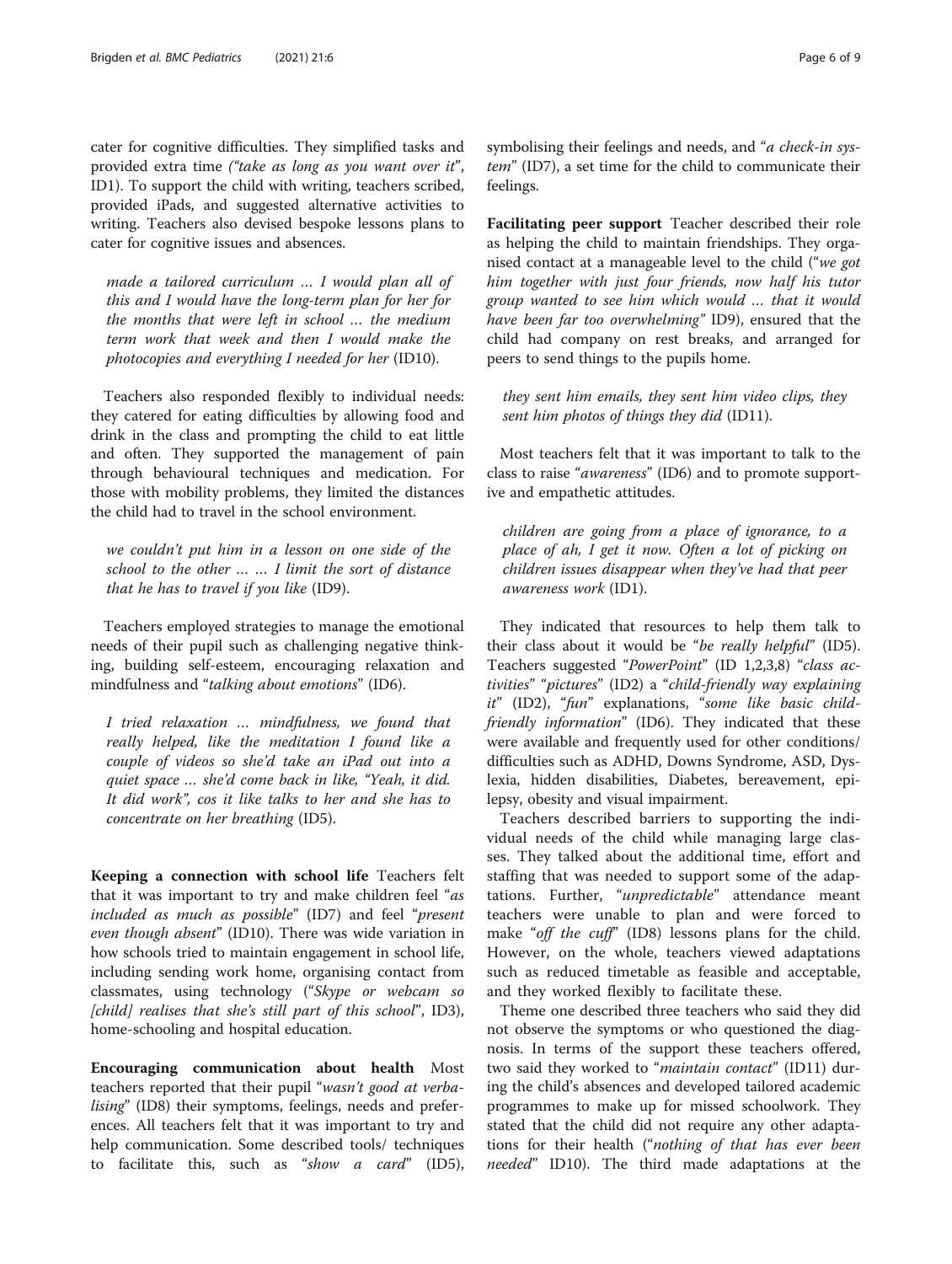cater for cognitive difficulties. They simplified tasks and provided extra time *("take as long as you want over it"*, ID1). To support the child with writing, teachers scribed, provided iPads, and suggested alternative activities to writing. Teachers also devised bespoke lessons plans to cater for cognitive issues and absences.

> *made a tailored curriculum … I would plan all of this and I would have the long-term plan for her for the months that were left in school … the medium term work that week and then I would make the photocopies and everything I needed for her* (ID10).

Teachers also responded flexibly to individual needs: they catered for eating difficulties by allowing food and drink in the class and prompting the child to eat little and often. They supported the management of pain through behavioural techniques and medication. For those with mobility problems, they limited the distances the child had to travel in the school environment.

> *we couldn't put him in a lesson on one side of the school to the other … … I limit the sort of distance that he has to travel if you like* (ID9).

Teachers employed strategies to manage the emotional needs of their pupil such as challenging negative thinking, building self-esteem, encouraging relaxation and mindfulness and "*talking about emotions*" (ID6).

> *I tried relaxation … mindfulness, we found that really helped, like the meditation I found like a couple of videos so she'd take an iPad out into a quiet space … she'd come back in like, "Yeah, it did. It did work", cos it like talks to her and she has to concentrate on her breathing* (ID5).

**Keeping a connection with school life** Teachers felt that it was important to try and make children feel "*as included as much as possible*" (ID7) and feel "*present even though absent*" (ID10). There was wide variation in how schools tried to maintain engagement in school life, including sending work home, organising contact from classmates, using technology ("*Skype or webcam so [child] realises that she's still part of this school*", ID3), home-schooling and hospital education.

**Encouraging communication about health** Most teachers reported that their pupil "*wasn't good at verbalising*" (ID8) their symptoms, feelings, needs and preferences. All teachers felt that it was important to try and help communication. Some described tools/ techniques to facilitate this, such as "*show a card*" (ID5), symbolising their feelings and needs, and "*a check-in system*" (ID7), a set time for the child to communicate their feelings.

**Facilitating peer support** Teacher described their role as helping the child to maintain friendships. They organised contact at a manageable level to the child ("*we got him together with just four friends, now half his tutor group wanted to see him which would … that it would have been far too overwhelming*" ID9), ensured that the child had company on rest breaks, and arranged for peers to send things to the pupils home.

> *they sent him emails, they sent him video clips, they sent him photos of things they did* (ID11).

Most teachers felt that it was important to talk to the class to raise "*awareness*" (ID6) and to promote supportive and empathetic attitudes.

> *children are going from a place of ignorance, to a place of ah, I get it now. Often a lot of picking on children issues disappear when they've had that peer awareness work* (ID1).

They indicated that resources to help them talk to their class about it would be "*be really helpful*" (ID5). Teachers suggested "*PowerPoint*" (ID 1,2,3,8) "*class activities*" "*pictures*" (ID2) a "*child-friendly way explaining it*" (ID2), "*fun*" explanations, "*some like basic child-friendly information*" (ID6). They indicated that these were available and frequently used for other conditions/ difficulties such as ADHD, Downs Syndrome, ASD, Dyslexia, hidden disabilities, Diabetes, bereavement, epilepsy, obesity and visual impairment.

Teachers described barriers to supporting the individual needs of the child while managing large classes. They talked about the additional time, effort and staffing that was needed to support some of the adaptations. Further, "*unpredictable*" attendance meant teachers were unable to plan and were forced to make "*off the cuff*" (ID8) lessons plans for the child. However, on the whole, teachers viewed adaptations such as reduced timetable as feasible and acceptable, and they worked flexibly to facilitate these.

Theme one described three teachers who said they did not observe the symptoms or who questioned the diagnosis. In terms of the support these teachers offered, two said they worked to "*maintain contact*" (ID11) during the child's absences and developed tailored academic programmes to make up for missed schoolwork. They stated that the child did not require any other adaptations for their health ("*nothing of that has ever been needed*" ID10). The third made adaptations at the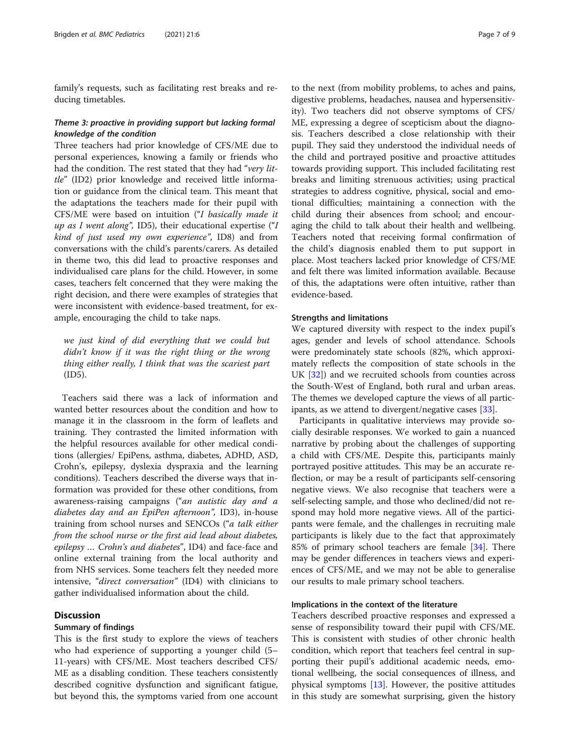family's requests, such as facilitating rest breaks and reducing timetables.

### *Theme 3: proactive in providing support but lacking formal knowledge of the condition*

Three teachers had prior knowledge of CFS/ME due to personal experiences, knowing a family or friends who had the condition. The rest stated that they had "*very little*" (ID2) prior knowledge and received little information or guidance from the clinical team. This meant that the adaptations the teachers made for their pupil with CFS/ME were based on intuition ("*I basically made it up as I went along*", ID5), their educational expertise ("*I kind of just used my own experience*", ID8) and from conversations with the child's parents/carers. As detailed in theme two, this did lead to proactive responses and individualised care plans for the child. However, in some cases, teachers felt concerned that they were making the right decision, and there were examples of strategies that were inconsistent with evidence-based treatment, for example, encouraging the child to take naps.

> *we just kind of did everything that we could but didn't know if it was the right thing or the wrong thing either really, I think that was the scariest part* (ID5).

Teachers said there was a lack of information and wanted better resources about the condition and how to manage it in the classroom in the form of leaflets and training. They contrasted the limited information with the helpful resources available for other medical conditions (allergies/ EpiPens, asthma, diabetes, ADHD, ASD, Crohn's, epilepsy, dyslexia dyspraxia and the learning conditions). Teachers described the diverse ways that information was provided for these other conditions, from awareness-raising campaigns ("*an autistic day and a diabetes day and an EpiPen afternoon*", ID3), in-house training from school nurses and SENCOs ("*a talk either from the school nurse or the first aid lead about diabetes, epilepsy … Crohn's and diabetes*", ID4) and face-face and online external training from the local authority and from NHS services. Some teachers felt they needed more intensive, "*direct conversation*" (ID4) with clinicians to gather individualised information about the child.

## Discussion

### Summary of findings

This is the first study to explore the views of teachers who had experience of supporting a younger child (5–11-years) with CFS/ME. Most teachers described CFS/ME as a disabling condition. These teachers consistently described cognitive dysfunction and significant fatigue, but beyond this, the symptoms varied from one account to the next (from mobility problems, to aches and pains, digestive problems, headaches, nausea and hypersensitivity). Two teachers did not observe symptoms of CFS/ME, expressing a degree of scepticism about the diagnosis. Teachers described a close relationship with their pupil. They said they understood the individual needs of the child and portrayed positive and proactive attitudes towards providing support. This included facilitating rest breaks and limiting strenuous activities; using practical strategies to address cognitive, physical, social and emotional difficulties; maintaining a connection with the child during their absences from school; and encouraging the child to talk about their health and wellbeing. Teachers noted that receiving formal confirmation of the child's diagnosis enabled them to put support in place. Most teachers lacked prior knowledge of CFS/ME and felt there was limited information available. Because of this, the adaptations were often intuitive, rather than evidence-based.

### Strengths and limitations

We captured diversity with respect to the index pupil's ages, gender and levels of school attendance. Schools were predominately state schools (82%, which approximately reflects the composition of state schools in the UK [32]) and we recruited schools from counties across the South-West of England, both rural and urban areas. The themes we developed capture the views of all participants, as we attend to divergent/negative cases [33].

Participants in qualitative interviews may provide socially desirable responses. We worked to gain a nuanced narrative by probing about the challenges of supporting a child with CFS/ME. Despite this, participants mainly portrayed positive attitudes. This may be an accurate reflection, or may be a result of participants self-censoring negative views. We also recognise that teachers were a self-selecting sample, and those who declined/did not respond may hold more negative views. All of the participants were female, and the challenges in recruiting male participants is likely due to the fact that approximately 85% of primary school teachers are female [34]. There may be gender differences in teachers views and experiences of CFS/ME, and we may not be able to generalise our results to male primary school teachers.

### Implications in the context of the literature

Teachers described proactive responses and expressed a sense of responsibility toward their pupil with CFS/ME. This is consistent with studies of other chronic health condition, which report that teachers feel central in supporting their pupil's additional academic needs, emotional wellbeing, the social consequences of illness, and physical symptoms [13]. However, the positive attitudes in this study are somewhat surprising, given the history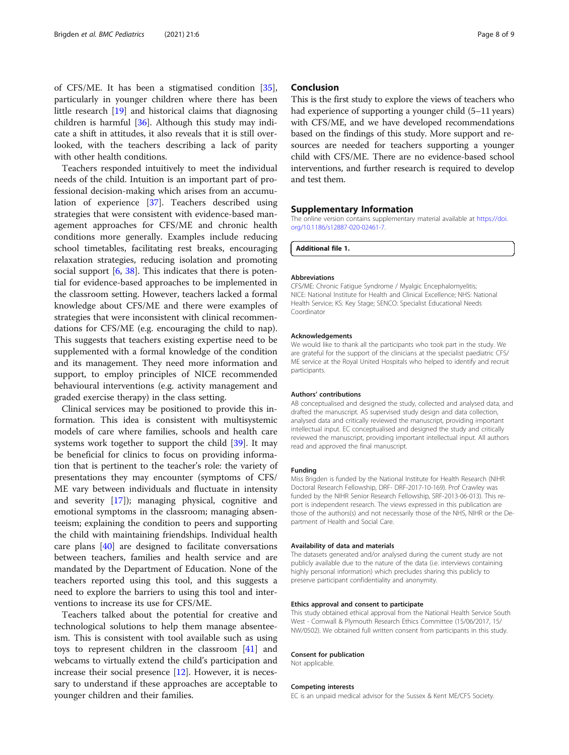of CFS/ME. It has been a stigmatised condition [35], particularly in younger children where there has been little research [19] and historical claims that diagnosing children is harmful [36]. Although this study may indicate a shift in attitudes, it also reveals that it is still overlooked, with the teachers describing a lack of parity with other health conditions.

Teachers responded intuitively to meet the individual needs of the child. Intuition is an important part of professional decision-making which arises from an accumulation of experience [37]. Teachers described using strategies that were consistent with evidence-based management approaches for CFS/ME and chronic health conditions more generally. Examples include reducing school timetables, facilitating rest breaks, encouraging relaxation strategies, reducing isolation and promoting social support [6, 38]. This indicates that there is potential for evidence-based approaches to be implemented in the classroom setting. However, teachers lacked a formal knowledge about CFS/ME and there were examples of strategies that were inconsistent with clinical recommendations for CFS/ME (e.g. encouraging the child to nap). This suggests that teachers existing expertise need to be supplemented with a formal knowledge of the condition and its management. They need more information and support, to employ principles of NICE recommended behavioural interventions (e.g. activity management and graded exercise therapy) in the class setting.

Clinical services may be positioned to provide this information. This idea is consistent with multisystemic models of care where families, schools and health care systems work together to support the child [39]. It may be beneficial for clinics to focus on providing information that is pertinent to the teacher's role: the variety of presentations they may encounter (symptoms of CFS/ME vary between individuals and fluctuate in intensity and severity [17]); managing physical, cognitive and emotional symptoms in the classroom; managing absenteeism; explaining the condition to peers and supporting the child with maintaining friendships. Individual health care plans [40] are designed to facilitate conversations between teachers, families and health service and are mandated by the Department of Education. None of the teachers reported using this tool, and this suggests a need to explore the barriers to using this tool and interventions to increase its use for CFS/ME.

Teachers talked about the potential for creative and technological solutions to help them manage absenteeism. This is consistent with tool available such as using toys to represent children in the classroom [41] and webcams to virtually extend the child's participation and increase their social presence [12]. However, it is necessary to understand if these approaches are acceptable to younger children and their families.

## Conclusion

This is the first study to explore the views of teachers who had experience of supporting a younger child (5–11 years) with CFS/ME, and we have developed recommendations based on the findings of this study. More support and resources are needed for teachers supporting a younger child with CFS/ME. There are no evidence-based school interventions, and further research is required to develop and test them.

## Supplementary Information

The online version contains supplementary material available at https://doi.org/10.1186/s12887-020-02461-7.

**Additional file 1.**

### Abbreviations

CFS/ME: Chronic Fatigue Syndrome / Myalgic Encephalomyelitis; NICE: National Institute for Health and Clinical Excellence; NHS: National Health Service; KS: Key Stage; SENCO: Specialist Educational Needs Coordinator

### Acknowledgements

We would like to thank all the participants who took part in the study. We are grateful for the support of the clinicians at the specialist paediatric CFS/ME service at the Royal United Hospitals who helped to identify and recruit participants.

### Authors' contributions

AB conceptualised and designed the study, collected and analysed data, and drafted the manuscript. AS supervised study design and data collection, analysed data and critically reviewed the manuscript, providing important intellectual input. EC conceptualised and designed the study and critically reviewed the manuscript, providing important intellectual input. All authors read and approved the final manuscript.

### Funding

Miss Brigden is funded by the National Institute for Health Research (NIHR Doctoral Research Fellowship, DRF- DRF-2017-10-169). Prof Crawley was funded by the NIHR Senior Research Fellowship, SRF-2013-06-013). This report is independent research. The views expressed in this publication are those of the authors(s) and not necessarily those of the NHS, NIHR or the Department of Health and Social Care.

### Availability of data and materials

The datasets generated and/or analysed during the current study are not publicly available due to the nature of the data (i.e. interviews containing highly personal information) which precludes sharing this publicly to preserve participant confidentiality and anonymity.

### Ethics approval and consent to participate

This study obtained ethical approval from the National Health Service South West - Cornwall & Plymouth Research Ethics Committee (15/06/2017, 15/NW/0502). We obtained full written consent from participants in this study.

### Consent for publication

Not applicable.

### Competing interests

EC is an unpaid medical advisor for the Sussex & Kent ME/CFS Society.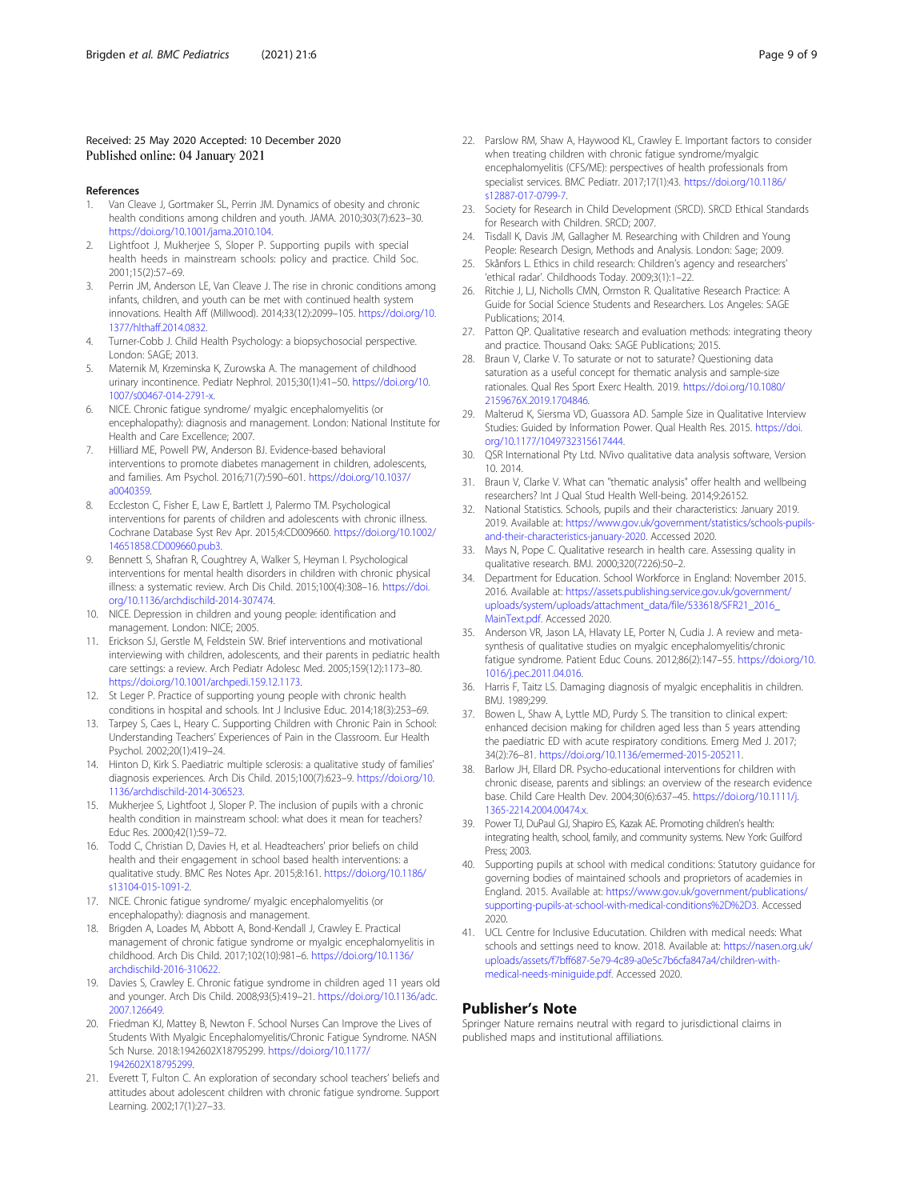Received: 25 May 2020 Accepted: 10 December 2020
Published online: 04 January 2021

### References

1. Van Cleave J, Gortmaker SL, Perrin JM. Dynamics of obesity and chronic health conditions among children and youth. JAMA. 2010;303(7):623–30. https://doi.org/10.1001/jama.2010.104.
2. Lightfoot J, Mukherjee S, Sloper P. Supporting pupils with special health needs in mainstream schools: policy and practice. Child Soc. 2001;15(2):57–69.
3. Perrin JM, Anderson LE, Van Cleave J. The rise in chronic conditions among infants, children, and youth can be met with continued health system innovations. Health Aff (Millwood). 2014;33(12):2099–105. https://doi.org/10.1377/hlthaff.2014.0832.
4. Turner-Cobb J. Child Health Psychology: a biopsychosocial perspective. London: SAGE; 2013.
5. Maternik M, Krzeminska K, Zurowska A. The management of childhood urinary incontinence. Pediatr Nephrol. 2015;30(1):41–50. https://doi.org/10.1007/s00467-014-2791-x.
6. NICE. Chronic fatigue syndrome/ myalgic encephalomyelitis (or encephalopathy): diagnosis and management. London: National Institute for Health and Care Excellence; 2007.
7. Hilliard ME, Powell PW, Anderson BJ. Evidence-based behavioral interventions to promote diabetes management in children, adolescents, and families. Am Psychol. 2016;71(7):590–601. https://doi.org/10.1037/a0040359.
8. Eccleston C, Fisher E, Law E, Bartlett J, Palermo TM. Psychological interventions for parents of children and adolescents with chronic illness. Cochrane Database Syst Rev Apr. 2015;4:CD009660. https://doi.org/10.1002/14651858.CD009660.pub3.
9. Bennett S, Shafran R, Coughtrey A, Walker S, Heyman I. Psychological interventions for mental health disorders in children with chronic physical illness: a systematic review. Arch Dis Child. 2015;100(4):308–16. https://doi.org/10.1136/archdischild-2014-307474.
10. NICE. Depression in children and young people: identification and management. London: NICE; 2005.
11. Erickson SJ, Gerstle M, Feldstein SW. Brief interventions and motivational interviewing with children, adolescents, and their parents in pediatric health care settings: a review. Arch Pediatr Adolesc Med. 2005;159(12):1173–80. https://doi.org/10.1001/archpedi.159.12.1173.
12. St Leger P. Practice of supporting young people with chronic health conditions in hospital and schools. Int J Inclusive Educ. 2014;18(3):253–69.
13. Tarpey S, Caes L, Heary C. Supporting Children with Chronic Pain in School: Understanding Teachers' Experiences of Pain in the Classroom. Eur Health Psychol. 2002;20(1):419–24.
14. Hinton D, Kirk S. Paediatric multiple sclerosis: a qualitative study of families' diagnosis experiences. Arch Dis Child. 2015;100(7):623–9. https://doi.org/10.1136/archdischild-2014-306523.
15. Mukherjee S, Lightfoot J, Sloper P. The inclusion of pupils with a chronic health condition in mainstream school: what does it mean for teachers? Educ Res. 2000;42(1):59–72.
16. Todd C, Christian D, Davies H, et al. Headteachers' prior beliefs on child health and their engagement in school based health interventions: a qualitative study. BMC Res Notes Apr. 2015;8:161. https://doi.org/10.1186/s13104-015-1091-2.
17. NICE. Chronic fatigue syndrome/ myalgic encephalomyelitis (or encephalopathy): diagnosis and management.
18. Brigden A, Loades M, Abbott A, Bond-Kendall J, Crawley E. Practical management of chronic fatigue syndrome or myalgic encephalomyelitis in childhood. Arch Dis Child. 2017;102(10):981–6. https://doi.org/10.1136/archdischild-2016-310622.
19. Davies S, Crawley E. Chronic fatigue syndrome in children aged 11 years old and younger. Arch Dis Child. 2008;93(5):419–21. https://doi.org/10.1136/adc.2007.126649.
20. Friedman KJ, Mattey B, Newton F. School Nurses Can Improve the Lives of Students With Myalgic Encephalomyelitis/Chronic Fatigue Syndrome. NASN Sch Nurse. 2018:1942602X18795299. https://doi.org/10.1177/1942602X18795299.
21. Everett T, Fulton C. An exploration of secondary school teachers' beliefs and attitudes about adolescent children with chronic fatigue syndrome. Support Learning. 2002;17(1):27–33.
22. Parslow RM, Shaw A, Haywood KL, Crawley E. Important factors to consider when treating children with chronic fatigue syndrome/myalgic encephalomyelitis (CFS/ME): perspectives of health professionals from specialist services. BMC Pediatr. 2017;17(1):43. https://doi.org/10.1186/s12887-017-0799-7.
23. Society for Research in Child Development (SRCD). SRCD Ethical Standards for Research with Children. SRCD; 2007.
24. Tisdall K, Davis JM, Gallagher M. Researching with Children and Young People: Research Design, Methods and Analysis. London: Sage; 2009.
25. Skånfors L. Ethics in child research: Children's agency and researchers' 'ethical radar'. Childhoods Today. 2009;3(1):1–22.
26. Ritchie J, LJ, Nicholls CMN, Ormston R. Qualitative Research Practice: A Guide for Social Science Students and Researchers. Los Angeles: SAGE Publications; 2014.
27. Patton QP. Qualitative research and evaluation methods: integrating theory and practice. Thousand Oaks: SAGE Publications; 2015.
28. Braun V, Clarke V. To saturate or not to saturate? Questioning data saturation as a useful concept for thematic analysis and sample-size rationales. Qual Res Sport Exerc Health. 2019. https://doi.org/10.1080/2159676X.2019.1704846.
29. Malterud K, Siersma VD, Guassora AD. Sample Size in Qualitative Interview Studies: Guided by Information Power. Qual Health Res. 2015. https://doi.org/10.1177/1049732315617444.
30. QSR International Pty Ltd. NVivo qualitative data analysis software, Version 10. 2014.
31. Braun V, Clarke V. What can "thematic analysis" offer health and wellbeing researchers? Int J Qual Stud Health Well-being. 2014;9:26152.
32. National Statistics. Schools, pupils and their characteristics: January 2019. 2019. Available at: https://www.gov.uk/government/statistics/schools-pupils-and-their-characteristics-january-2020. Accessed 2020.
33. Mays N, Pope C. Qualitative research in health care. Assessing quality in qualitative research. BMJ. 2000;320(7226):50–2.
34. Department for Education. School Workforce in England: November 2015. 2016. Available at: https://assets.publishing.service.gov.uk/government/uploads/system/uploads/attachment_data/file/533618/SFR21_2016_MainText.pdf. Accessed 2020.
35. Anderson VR, Jason LA, Hlavaty LE, Porter N, Cudia J. A review and meta-synthesis of qualitative studies on myalgic encephalomyelitis/chronic fatigue syndrome. Patient Educ Couns. 2012;86(2):147–55. https://doi.org/10.1016/j.pec.2011.04.016.
36. Harris F, Taitz LS. Damaging diagnosis of myalgic encephalitis in children. BMJ. 1989;299.
37. Bowen L, Shaw A, Lyttle MD, Purdy S. The transition to clinical expert: enhanced decision making for children aged less than 5 years attending the paediatric ED with acute respiratory conditions. Emerg Med J. 2017;34(2):76–81. https://doi.org/10.1136/emermed-2015-205211.
38. Barlow JH, Ellard DR. Psycho-educational interventions for children with chronic disease, parents and siblings: an overview of the research evidence base. Child Care Health Dev. 2004;30(6):637–45. https://doi.org/10.1111/j.1365-2214.2004.00474.x.
39. Power TJ, DuPaul GJ, Shapiro ES, Kazak AE. Promoting children's health: integrating health, school, family, and community systems. New York: Guilford Press; 2003.
40. Supporting pupils at school with medical conditions: Statutory guidance for governing bodies of maintained schools and proprietors of academies in England. 2015. Available at: https://www.gov.uk/government/publications/supporting-pupils-at-school-with-medical-conditions%2D%2D3. Accessed 2020.
41. UCL Centre for Inclusive Edcucutation. Children with medical needs: What schools and settings need to know. 2018. Available at: https://nasen.org.uk/uploads/assets/f7bff687-5e79-4c89-a0e5c7b6cfa847a4/children-with-medical-needs-miniguide.pdf. Accessed 2020.

## Publisher's Note

Springer Nature remains neutral with regard to jurisdictional claims in published maps and institutional affiliations.